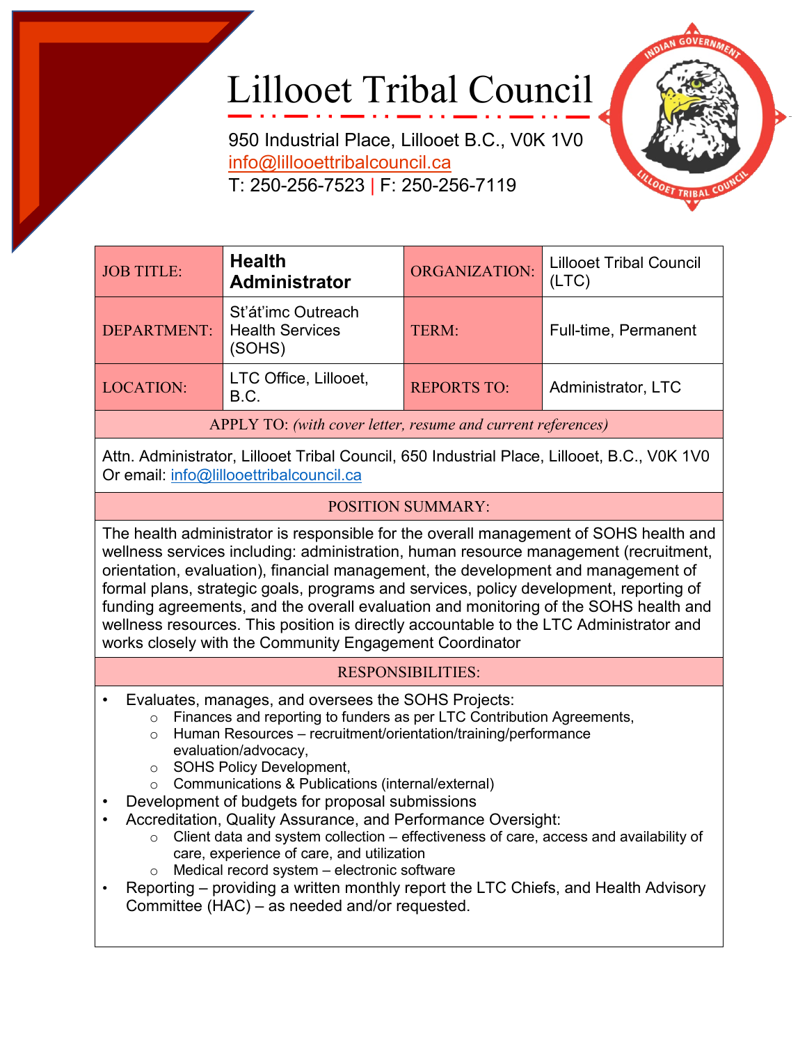# Lillooet Tribal Council

950 Industrial Place, Lillooet B.C., V0K 1V0
info@lillooettribalcouncil.ca
T: 250-256-7523 | F: 250-256-7119

| JOB TITLE: | **Health Administrator** | ORGANIZATION: | Lillooet Tribal Council (LTC) |
|---|---|---|---|
| DEPARTMENT: | St'át'imc Outreach Health Services (SOHS) | TERM: | Full-time, Permanent |
| LOCATION: | LTC Office, Lillooet, B.C. | REPORTS TO: | Administrator, LTC |

**APPLY TO:** *(with cover letter, resume and current references)*

Attn. Administrator, Lillooet Tribal Council, 650 Industrial Place, Lillooet, B.C., V0K 1V0
Or email: info@lillooettribalcouncil.ca

## POSITION SUMMARY:

The health administrator is responsible for the overall management of SOHS health and wellness services including: administration, human resource management (recruitment, orientation, evaluation), financial management, the development and management of formal plans, strategic goals, programs and services, policy development, reporting of funding agreements, and the overall evaluation and monitoring of the SOHS health and wellness resources. This position is directly accountable to the LTC Administrator and works closely with the Community Engagement Coordinator

## RESPONSIBILITIES:

- Evaluates, manages, and oversees the SOHS Projects:
  - Finances and reporting to funders as per LTC Contribution Agreements,
  - Human Resources – recruitment/orientation/training/performance evaluation/advocacy,
  - SOHS Policy Development,
  - Communications & Publications (internal/external)
- Development of budgets for proposal submissions
- Accreditation, Quality Assurance, and Performance Oversight:
  - Client data and system collection – effectiveness of care, access and availability of care, experience of care, and utilization
  - Medical record system – electronic software
- Reporting – providing a written monthly report the LTC Chiefs, and Health Advisory Committee (HAC) – as needed and/or requested.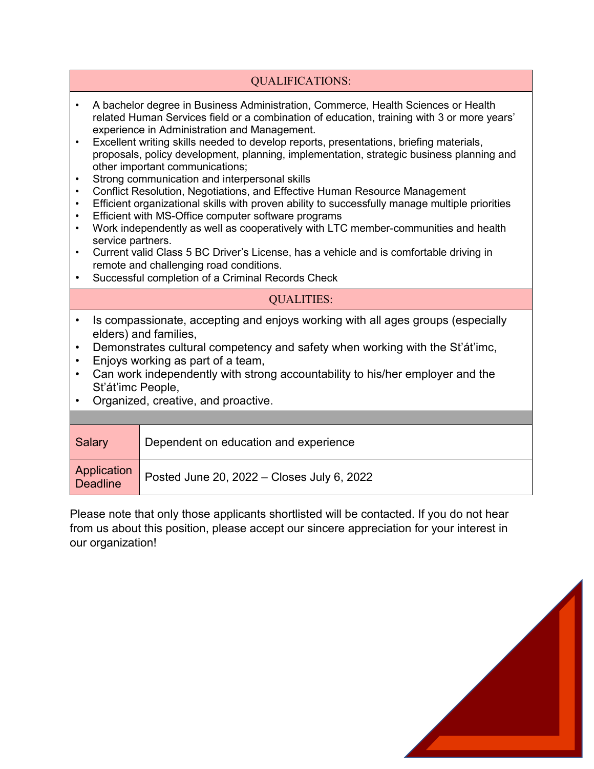## QUALIFICATIONS:

- A bachelor degree in Business Administration, Commerce, Health Sciences or Health related Human Services field or a combination of education, training with 3 or more years' experience in Administration and Management.
- Excellent writing skills needed to develop reports, presentations, briefing materials, proposals, policy development, planning, implementation, strategic business planning and other important communications;
- Strong communication and interpersonal skills
- Conflict Resolution, Negotiations, and Effective Human Resource Management
- Efficient organizational skills with proven ability to successfully manage multiple priorities
- Efficient with MS-Office computer software programs
- Work independently as well as cooperatively with LTC member-communities and health service partners.
- Current valid Class 5 BC Driver's License, has a vehicle and is comfortable driving in remote and challenging road conditions.
- Successful completion of a Criminal Records Check

## QUALITIES:

- Is compassionate, accepting and enjoys working with all ages groups (especially elders) and families,
- Demonstrates cultural competency and safety when working with the St'át'imc,
- Enjoys working as part of a team,
- Can work independently with strong accountability to his/her employer and the St'át'imc People,
- Organized, creative, and proactive.

| | |
|---|---|
| Salary | Dependent on education and experience |
| Application Deadline | Posted June 20, 2022 – Closes July 6, 2022 |

Please note that only those applicants shortlisted will be contacted. If you do not hear from us about this position, please accept our sincere appreciation for your interest in our organization!